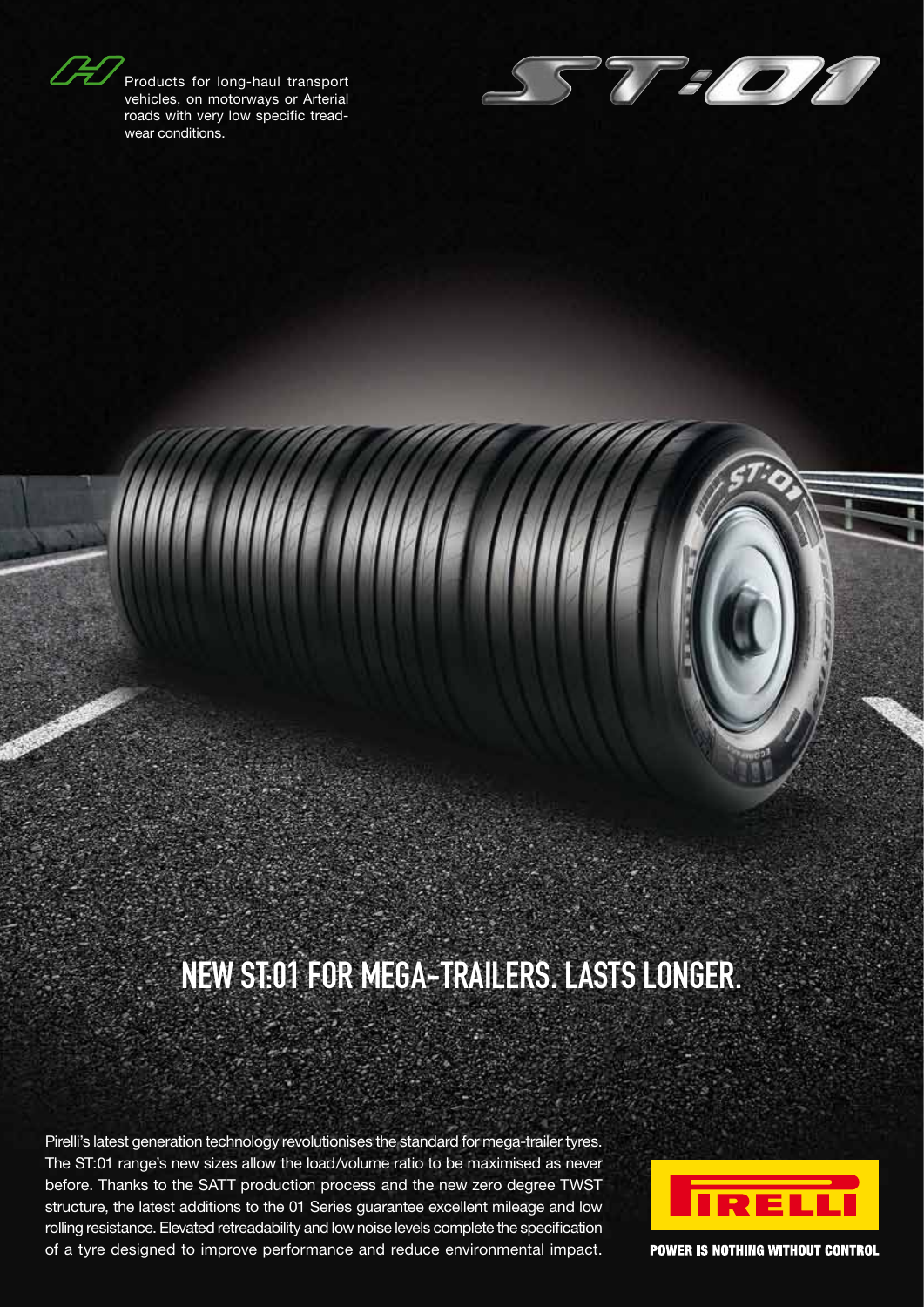Products for long-haul transport vehicles, on motorways or Arterial roads with very low specific tread-wear conditions.

ST:01

# NEW ST:01 FOR MEGA-TRAILERS. LASTS LONGER.

Pirelli's latest generation technology revolutionises the standard for mega-trailer tyres. The ST:01 range's new sizes allow the load/volume ratio to be maximised as never before. Thanks to the SATT production process and the new zero degree TWST structure, the latest additions to the 01 Series guarantee excellent mileage and low rolling resistance. Elevated retreadability and low noise levels complete the specification of a tyre designed to improve performance and reduce environmental impact.

PIRELLI

POWER IS NOTHING WITHOUT CONTROL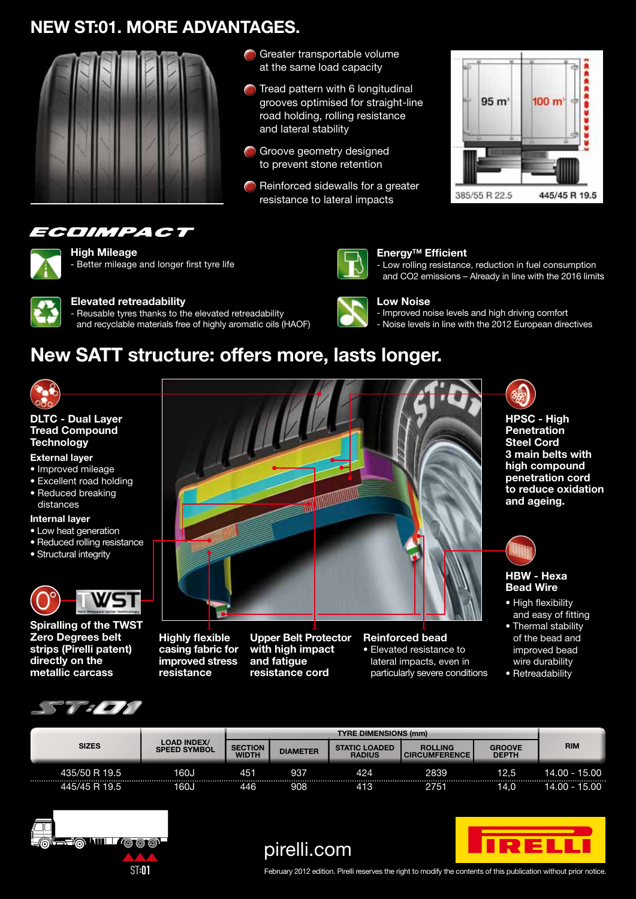# NEW ST:01. MORE ADVANTAGES.

- Greater transportable volume at the same load capacity
- Tread pattern with 6 longitudinal grooves optimised for straight-line road holding, rolling resistance and lateral stability
- Groove geometry designed to prevent stone retention
- Reinforced sidewalls for a greater resistance to lateral impacts

95 m³ 100 m³

385/55 R 22.5 445/45 R 19.5

## ECOIMPACT

**High Mileage**
- Better mileage and longer first tyre life

**Energy™ Efficient**
- Low rolling resistance, reduction in fuel consumption and $CO_2$ emissions – Already in line with the 2016 limits

**Elevated retreadability**
- Reusable tyres thanks to the elevated retreadability and recyclable materials free of highly aromatic oils (HAOF)

**Low Noise**
- Improved noise levels and high driving comfort
- Noise levels in line with the 2012 European directives

## New SATT structure: offers more, lasts longer.

**DLTC - Dual Layer Tread Compound Technology**

**External layer**
- Improved mileage
- Excellent road holding
- Reduced breaking distances

**Internal layer**
- Low heat generation
- Reduced rolling resistance
- Structural integrity

**HPSC - High Penetration Steel Cord 3 main belts with high compound penetration cord to reduce oxidation and ageing.**

**HBW - Hexa Bead Wire**
- High flexibility and easy of fitting
- Thermal stability of the bead and improved bead wire durability
- Retreadability

TWST

**Spiralling of the TWST Zero Degrees belt strips (Pirelli patent) directly on the metallic carcass**

**Highly flexible casing fabric for improved stress resistance**

**Upper Belt Protector with high impact and fatigue resistance cord**

**Reinforced bead**
- Elevated resistance to lateral impacts, even in particularly severe conditions

## ST:01

| SIZES | LOAD INDEX/ SPEED SYMBOL | TYRE DIMENSIONS (mm) | | | | | RIM |
|---|---|---|---|---|---|---|---|
| | | SECTION WIDTH | DIAMETER | STATIC LOADED RADIUS | ROLLING CIRCUMFERENCE | GROOVE DEPTH | |
| 435/50 R 19.5 | 160J | 451 | 937 | 424 | 2839 | 12,5 | 14.00 - 15.00 |
| 445/45 R 19.5 | 160J | 446 | 908 | 413 | 2751 | 14,0 | 14.00 - 15.00 |

ST:01

pirelli.com

PIRELLI

February 2012 edition. Pirelli reserves the right to modify the contents of this publication without prior notice.